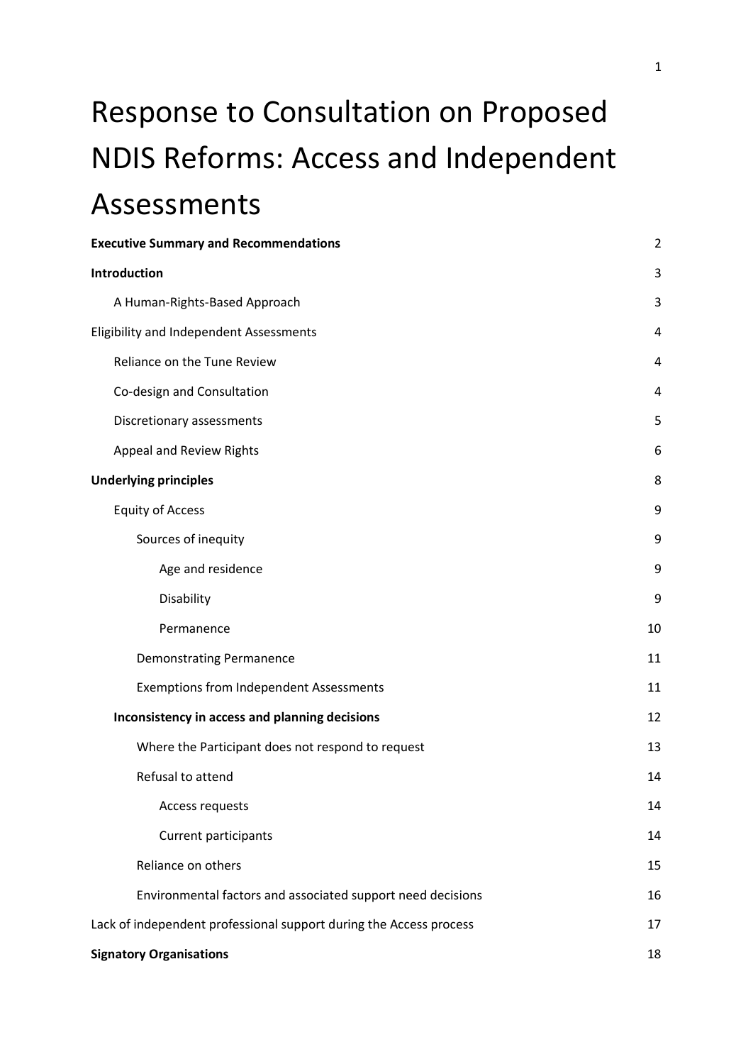# Response to Consultation on Proposed NDIS Reforms: Access and Independent Assessments

| | |
|---|---|
| **Executive Summary and Recommendations** | 2 |
| **Introduction** | 3 |
| A Human-Rights-Based Approach | 3 |
| Eligibility and Independent Assessments | 4 |
| Reliance on the Tune Review | 4 |
| Co-design and Consultation | 4 |
| Discretionary assessments | 5 |
| Appeal and Review Rights | 6 |
| **Underlying principles** | 8 |
| Equity of Access | 9 |
| Sources of inequity | 9 |
| Age and residence | 9 |
| Disability | 9 |
| Permanence | 10 |
| Demonstrating Permanence | 11 |
| Exemptions from Independent Assessments | 11 |
| **Inconsistency in access and planning decisions** | 12 |
| Where the Participant does not respond to request | 13 |
| Refusal to attend | 14 |
| Access requests | 14 |
| Current participants | 14 |
| Reliance on others | 15 |
| Environmental factors and associated support need decisions | 16 |
| Lack of independent professional support during the Access process | 17 |
| **Signatory Organisations** | 18 |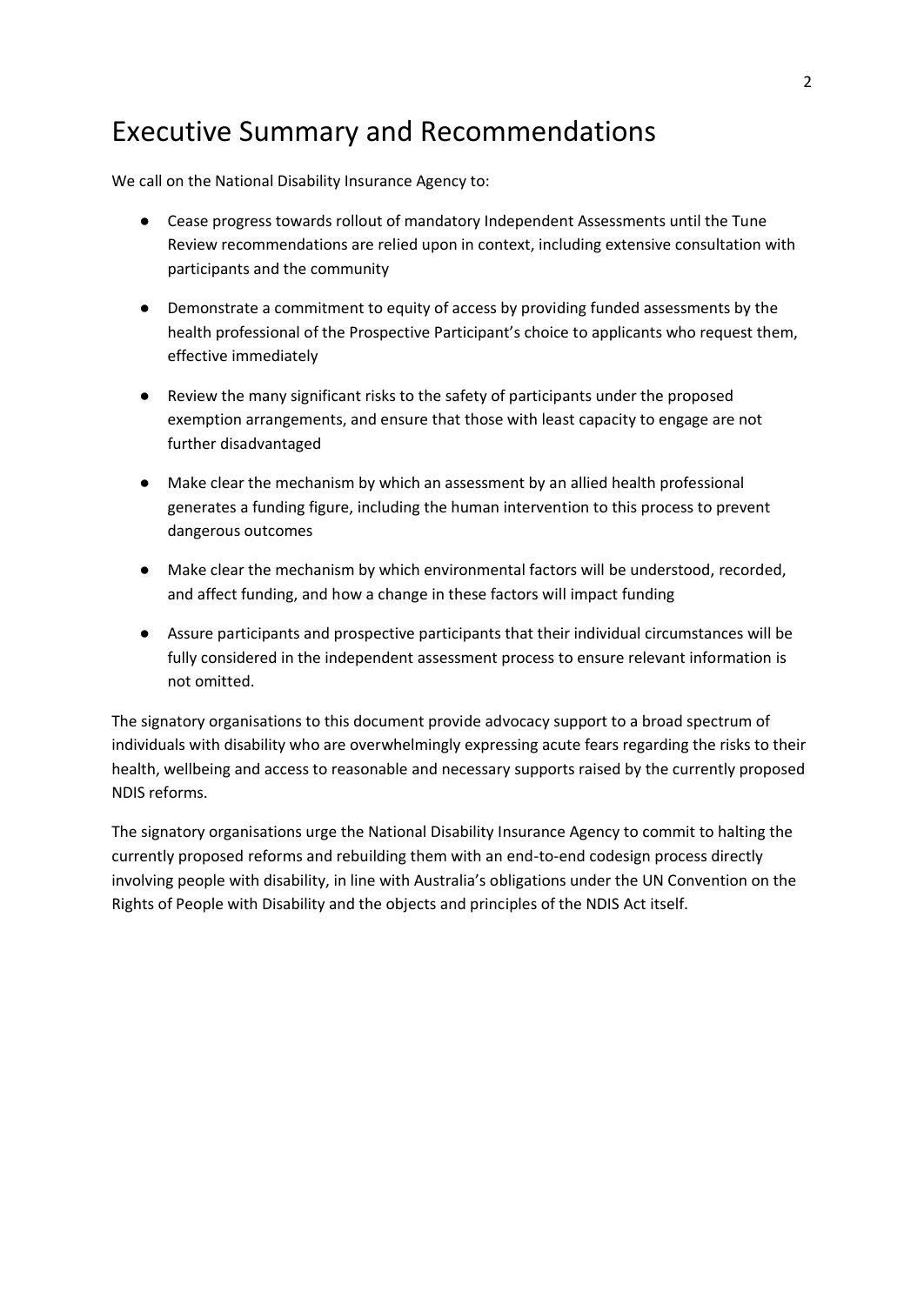# Executive Summary and Recommendations

We call on the National Disability Insurance Agency to:

- Cease progress towards rollout of mandatory Independent Assessments until the Tune Review recommendations are relied upon in context, including extensive consultation with participants and the community
- Demonstrate a commitment to equity of access by providing funded assessments by the health professional of the Prospective Participant's choice to applicants who request them, effective immediately
- Review the many significant risks to the safety of participants under the proposed exemption arrangements, and ensure that those with least capacity to engage are not further disadvantaged
- Make clear the mechanism by which an assessment by an allied health professional generates a funding figure, including the human intervention to this process to prevent dangerous outcomes
- Make clear the mechanism by which environmental factors will be understood, recorded, and affect funding, and how a change in these factors will impact funding
- Assure participants and prospective participants that their individual circumstances will be fully considered in the independent assessment process to ensure relevant information is not omitted.

The signatory organisations to this document provide advocacy support to a broad spectrum of individuals with disability who are overwhelmingly expressing acute fears regarding the risks to their health, wellbeing and access to reasonable and necessary supports raised by the currently proposed NDIS reforms.

The signatory organisations urge the National Disability Insurance Agency to commit to halting the currently proposed reforms and rebuilding them with an end-to-end codesign process directly involving people with disability, in line with Australia's obligations under the UN Convention on the Rights of People with Disability and the objects and principles of the NDIS Act itself.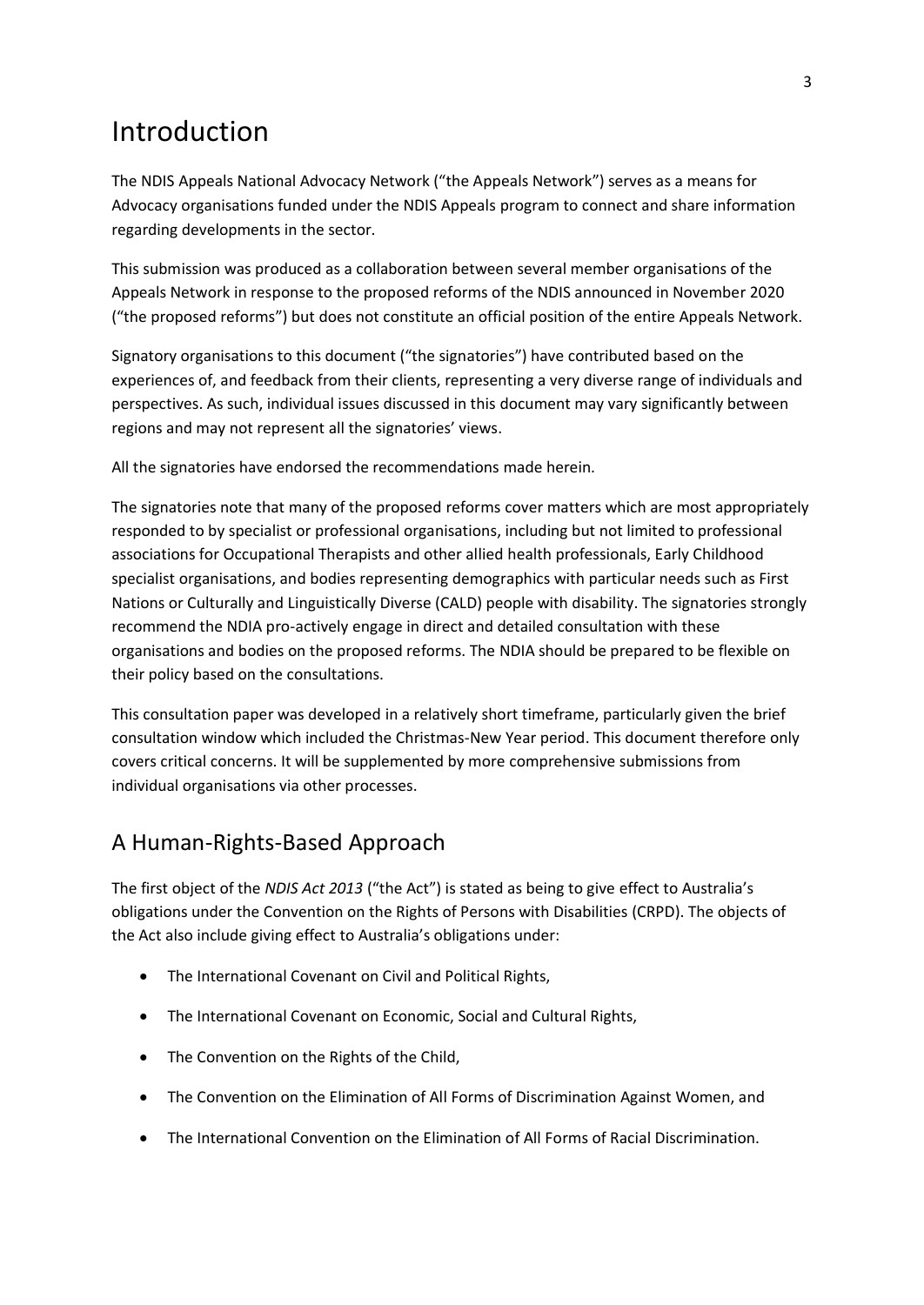# Introduction

The NDIS Appeals National Advocacy Network ("the Appeals Network") serves as a means for Advocacy organisations funded under the NDIS Appeals program to connect and share information regarding developments in the sector.

This submission was produced as a collaboration between several member organisations of the Appeals Network in response to the proposed reforms of the NDIS announced in November 2020 ("the proposed reforms") but does not constitute an official position of the entire Appeals Network.

Signatory organisations to this document ("the signatories") have contributed based on the experiences of, and feedback from their clients, representing a very diverse range of individuals and perspectives. As such, individual issues discussed in this document may vary significantly between regions and may not represent all the signatories' views.

All the signatories have endorsed the recommendations made herein.

The signatories note that many of the proposed reforms cover matters which are most appropriately responded to by specialist or professional organisations, including but not limited to professional associations for Occupational Therapists and other allied health professionals, Early Childhood specialist organisations, and bodies representing demographics with particular needs such as First Nations or Culturally and Linguistically Diverse (CALD) people with disability. The signatories strongly recommend the NDIA pro-actively engage in direct and detailed consultation with these organisations and bodies on the proposed reforms. The NDIA should be prepared to be flexible on their policy based on the consultations.

This consultation paper was developed in a relatively short timeframe, particularly given the brief consultation window which included the Christmas-New Year period. This document therefore only covers critical concerns. It will be supplemented by more comprehensive submissions from individual organisations via other processes.

## A Human-Rights-Based Approach

The first object of the *NDIS Act 2013* ("the Act") is stated as being to give effect to Australia's obligations under the Convention on the Rights of Persons with Disabilities (CRPD). The objects of the Act also include giving effect to Australia's obligations under:

- The International Covenant on Civil and Political Rights,
- The International Covenant on Economic, Social and Cultural Rights,
- The Convention on the Rights of the Child,
- The Convention on the Elimination of All Forms of Discrimination Against Women, and
- The International Convention on the Elimination of All Forms of Racial Discrimination.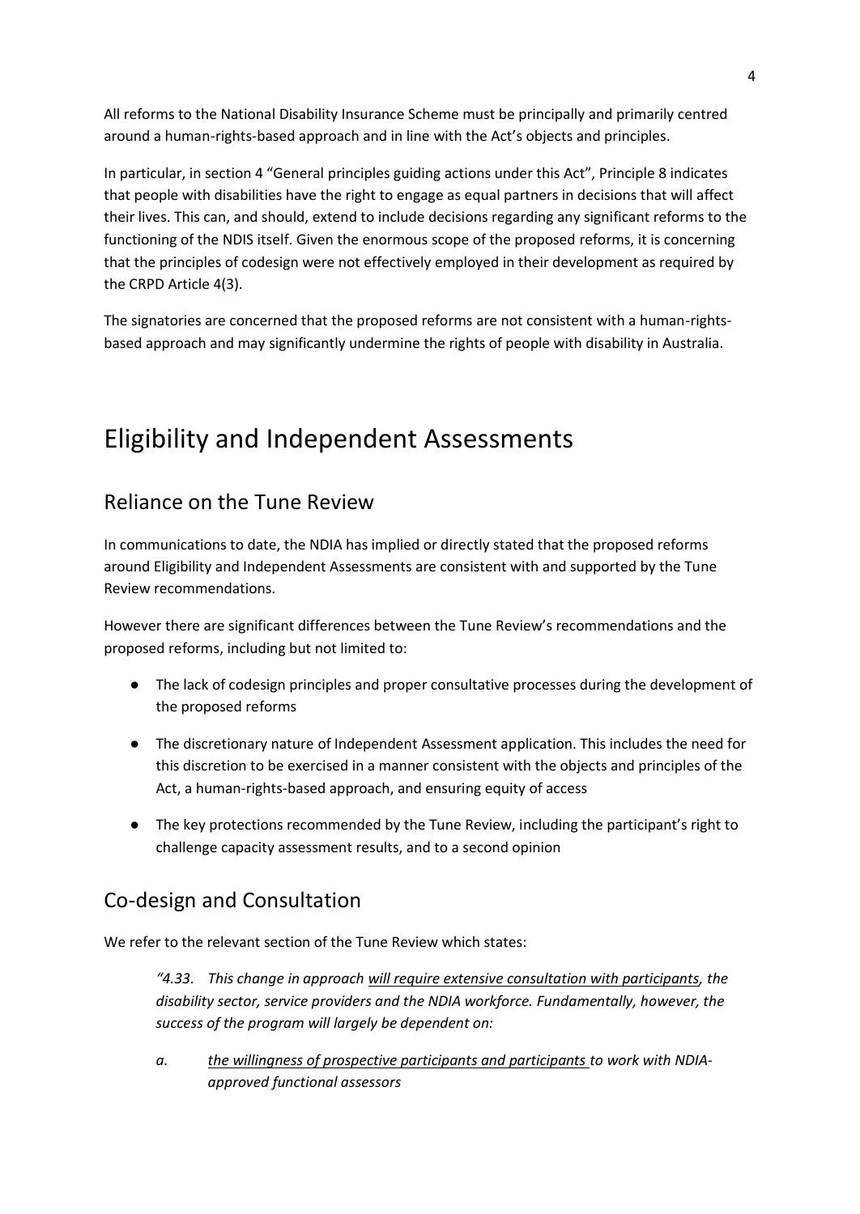All reforms to the National Disability Insurance Scheme must be principally and primarily centred around a human-rights-based approach and in line with the Act's objects and principles.

In particular, in section 4 "General principles guiding actions under this Act", Principle 8 indicates that people with disabilities have the right to engage as equal partners in decisions that will affect their lives. This can, and should, extend to include decisions regarding any significant reforms to the functioning of the NDIS itself. Given the enormous scope of the proposed reforms, it is concerning that the principles of codesign were not effectively employed in their development as required by the CRPD Article 4(3).

The signatories are concerned that the proposed reforms are not consistent with a human-rights-based approach and may significantly undermine the rights of people with disability in Australia.

# Eligibility and Independent Assessments

## Reliance on the Tune Review

In communications to date, the NDIA has implied or directly stated that the proposed reforms around Eligibility and Independent Assessments are consistent with and supported by the Tune Review recommendations.

However there are significant differences between the Tune Review's recommendations and the proposed reforms, including but not limited to:

- The lack of codesign principles and proper consultative processes during the development of the proposed reforms
- The discretionary nature of Independent Assessment application. This includes the need for this discretion to be exercised in a manner consistent with the objects and principles of the Act, a human-rights-based approach, and ensuring equity of access
- The key protections recommended by the Tune Review, including the participant's right to challenge capacity assessment results, and to a second opinion

## Co-design and Consultation

We refer to the relevant section of the Tune Review which states:

> *"4.33. This change in approach <u>will require extensive consultation with participants</u>, the disability sector, service providers and the NDIA workforce. Fundamentally, however, the success of the program will largely be dependent on:*
>
> *a. <u>the willingness of prospective participants and participants</u> to work with NDIA-approved functional assessors*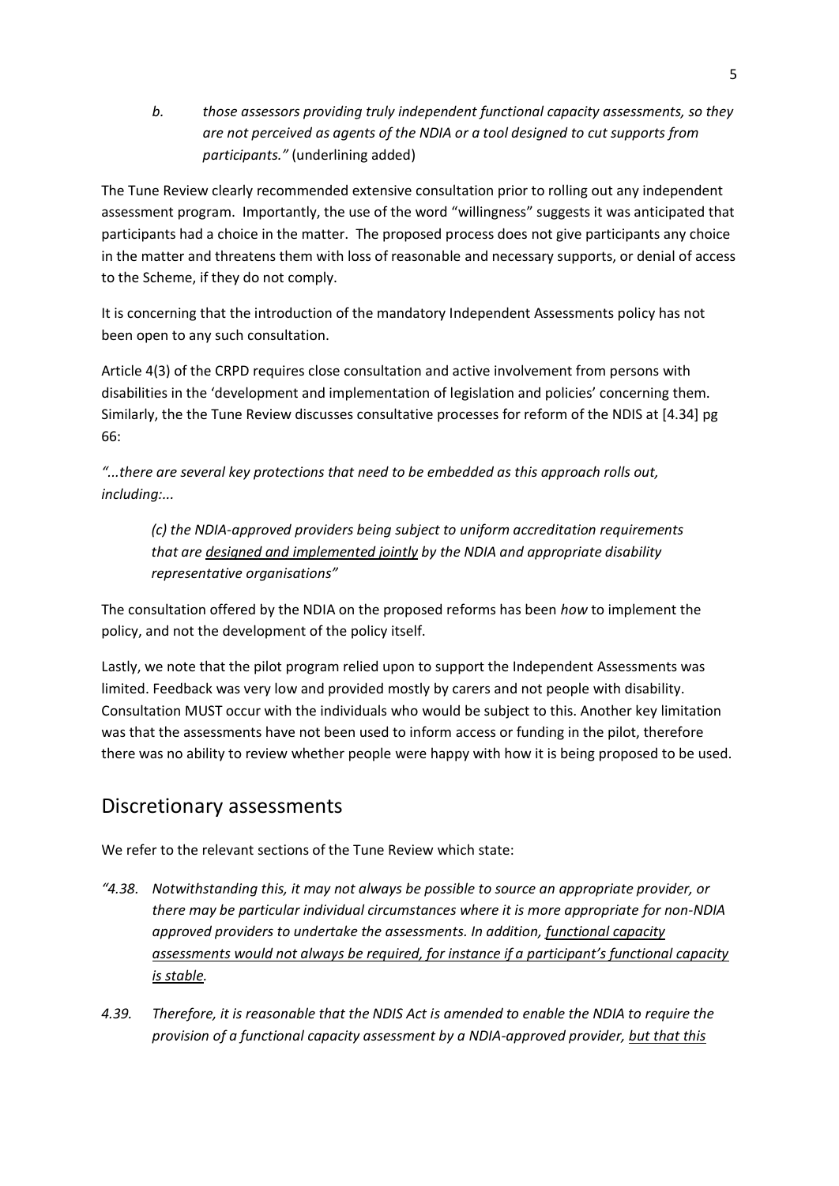*b. those assessors providing truly independent functional capacity assessments, so they are not perceived as agents of the NDIA or a tool designed to cut supports from participants."* (underlining added)

The Tune Review clearly recommended extensive consultation prior to rolling out any independent assessment program. Importantly, the use of the word "willingness" suggests it was anticipated that participants had a choice in the matter. The proposed process does not give participants any choice in the matter and threatens them with loss of reasonable and necessary supports, or denial of access to the Scheme, if they do not comply.

It is concerning that the introduction of the mandatory Independent Assessments policy has not been open to any such consultation.

Article 4(3) of the CRPD requires close consultation and active involvement from persons with disabilities in the 'development and implementation of legislation and policies' concerning them. Similarly, the the Tune Review discusses consultative processes for reform of the NDIS at [4.34] pg 66:

*"...there are several key protections that need to be embedded as this approach rolls out, including:...*

> *(c) the NDIA-approved providers being subject to uniform accreditation requirements that are <u>designed and implemented jointly</u> by the NDIA and appropriate disability representative organisations"*

The consultation offered by the NDIA on the proposed reforms has been *how* to implement the policy, and not the development of the policy itself.

Lastly, we note that the pilot program relied upon to support the Independent Assessments was limited. Feedback was very low and provided mostly by carers and not people with disability. Consultation MUST occur with the individuals who would be subject to this. Another key limitation was that the assessments have not been used to inform access or funding in the pilot, therefore there was no ability to review whether people were happy with how it is being proposed to be used.

## Discretionary assessments

We refer to the relevant sections of the Tune Review which state:

*"4.38. Notwithstanding this, it may not always be possible to source an appropriate provider, or there may be particular individual circumstances where it is more appropriate for non-NDIA approved providers to undertake the assessments. In addition, <u>functional capacity assessments would not always be required, for instance if a participant's functional capacity is stable</u>.*

*4.39. Therefore, it is reasonable that the NDIS Act is amended to enable the NDIA to require the provision of a functional capacity assessment by a NDIA-approved provider, <u>but that this</u>*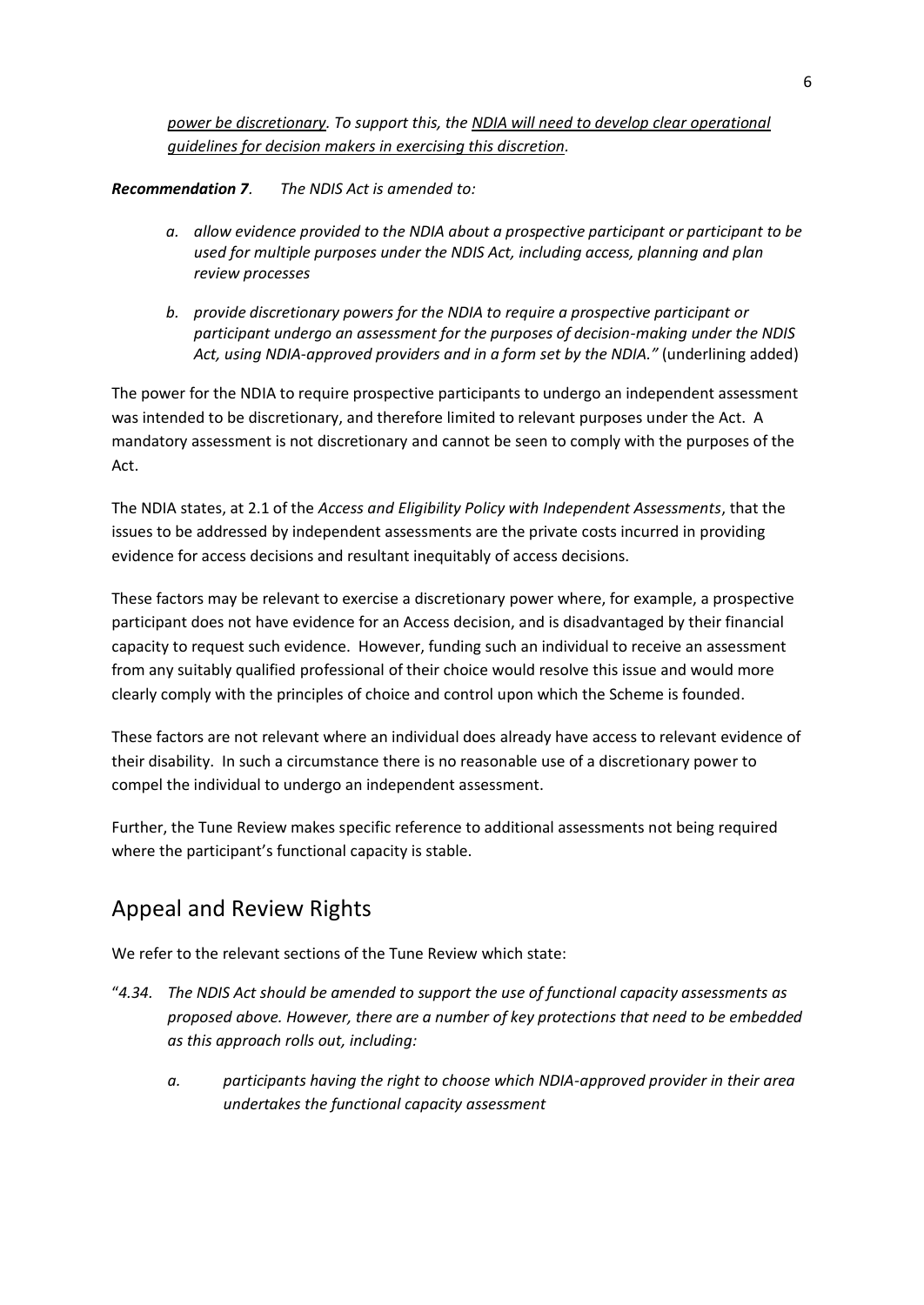*<u>power be discretionary</u>. To support this, the <u>NDIA will need to develop clear operational guidelines for decision makers in exercising this discretion</u>.*

***Recommendation 7**. The NDIS Act is amended to:*

- *a. allow evidence provided to the NDIA about a prospective participant or participant to be used for multiple purposes under the NDIS Act, including access, planning and plan review processes*

- *b. provide discretionary powers for the NDIA to require a prospective participant or participant undergo an assessment for the purposes of decision-making under the NDIS Act, using NDIA-approved providers and in a form set by the NDIA."* (underlining added)

The power for the NDIA to require prospective participants to undergo an independent assessment was intended to be discretionary, and therefore limited to relevant purposes under the Act. A mandatory assessment is not discretionary and cannot be seen to comply with the purposes of the Act.

The NDIA states, at 2.1 of the *Access and Eligibility Policy with Independent Assessments*, that the issues to be addressed by independent assessments are the private costs incurred in providing evidence for access decisions and resultant inequitably of access decisions.

These factors may be relevant to exercise a discretionary power where, for example, a prospective participant does not have evidence for an Access decision, and is disadvantaged by their financial capacity to request such evidence. However, funding such an individual to receive an assessment from any suitably qualified professional of their choice would resolve this issue and would more clearly comply with the principles of choice and control upon which the Scheme is founded.

These factors are not relevant where an individual does already have access to relevant evidence of their disability. In such a circumstance there is no reasonable use of a discretionary power to compel the individual to undergo an independent assessment.

Further, the Tune Review makes specific reference to additional assessments not being required where the participant's functional capacity is stable.

## Appeal and Review Rights

We refer to the relevant sections of the Tune Review which state:

"*4.34. The NDIS Act should be amended to support the use of functional capacity assessments as proposed above. However, there are a number of key protections that need to be embedded as this approach rolls out, including:*

- *a. participants having the right to choose which NDIA-approved provider in their area undertakes the functional capacity assessment*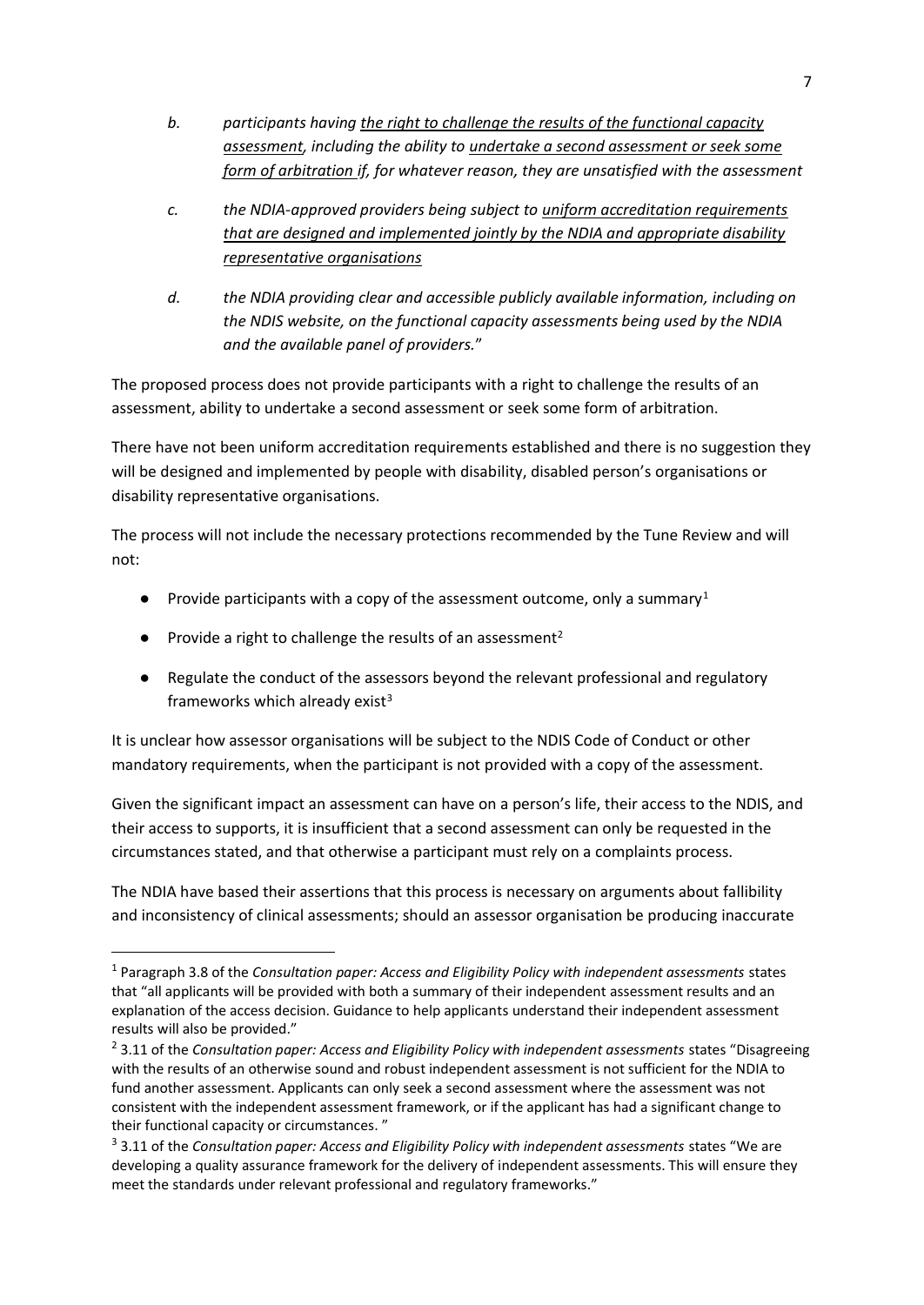*b. participants having <u>the right to challenge the results of the functional capacity assessment</u>, including the ability to <u>undertake a second assessment or seek some form of arbitration</u> if, for whatever reason, they are unsatisfied with the assessment*

*c. the NDIA-approved providers being subject to <u>uniform accreditation requirements that are designed and implemented jointly by the NDIA and appropriate disability representative organisations</u>*

*d. the NDIA providing clear and accessible publicly available information, including on the NDIS website, on the functional capacity assessments being used by the NDIA and the available panel of providers.*"

The proposed process does not provide participants with a right to challenge the results of an assessment, ability to undertake a second assessment or seek some form of arbitration.

There have not been uniform accreditation requirements established and there is no suggestion they will be designed and implemented by people with disability, disabled person's organisations or disability representative organisations.

The process will not include the necessary protections recommended by the Tune Review and will not:

- Provide participants with a copy of the assessment outcome, only a summary[1]
- Provide a right to challenge the results of an assessment[2]
- Regulate the conduct of the assessors beyond the relevant professional and regulatory frameworks which already exist[3]

It is unclear how assessor organisations will be subject to the NDIS Code of Conduct or other mandatory requirements, when the participant is not provided with a copy of the assessment.

Given the significant impact an assessment can have on a person's life, their access to the NDIS, and their access to supports, it is insufficient that a second assessment can only be requested in the circumstances stated, and that otherwise a participant must rely on a complaints process.

The NDIA have based their assertions that this process is necessary on arguments about fallibility and inconsistency of clinical assessments; should an assessor organisation be producing inaccurate

---

[1] Paragraph 3.8 of the *Consultation paper: Access and Eligibility Policy with independent assessments* states that "all applicants will be provided with both a summary of their independent assessment results and an explanation of the access decision. Guidance to help applicants understand their independent assessment results will also be provided."

[2] 3.11 of the *Consultation paper: Access and Eligibility Policy with independent assessments* states "Disagreeing with the results of an otherwise sound and robust independent assessment is not sufficient for the NDIA to fund another assessment. Applicants can only seek a second assessment where the assessment was not consistent with the independent assessment framework, or if the applicant has had a significant change to their functional capacity or circumstances. "

[3] 3.11 of the *Consultation paper: Access and Eligibility Policy with independent assessments* states "We are developing a quality assurance framework for the delivery of independent assessments. This will ensure they meet the standards under relevant professional and regulatory frameworks."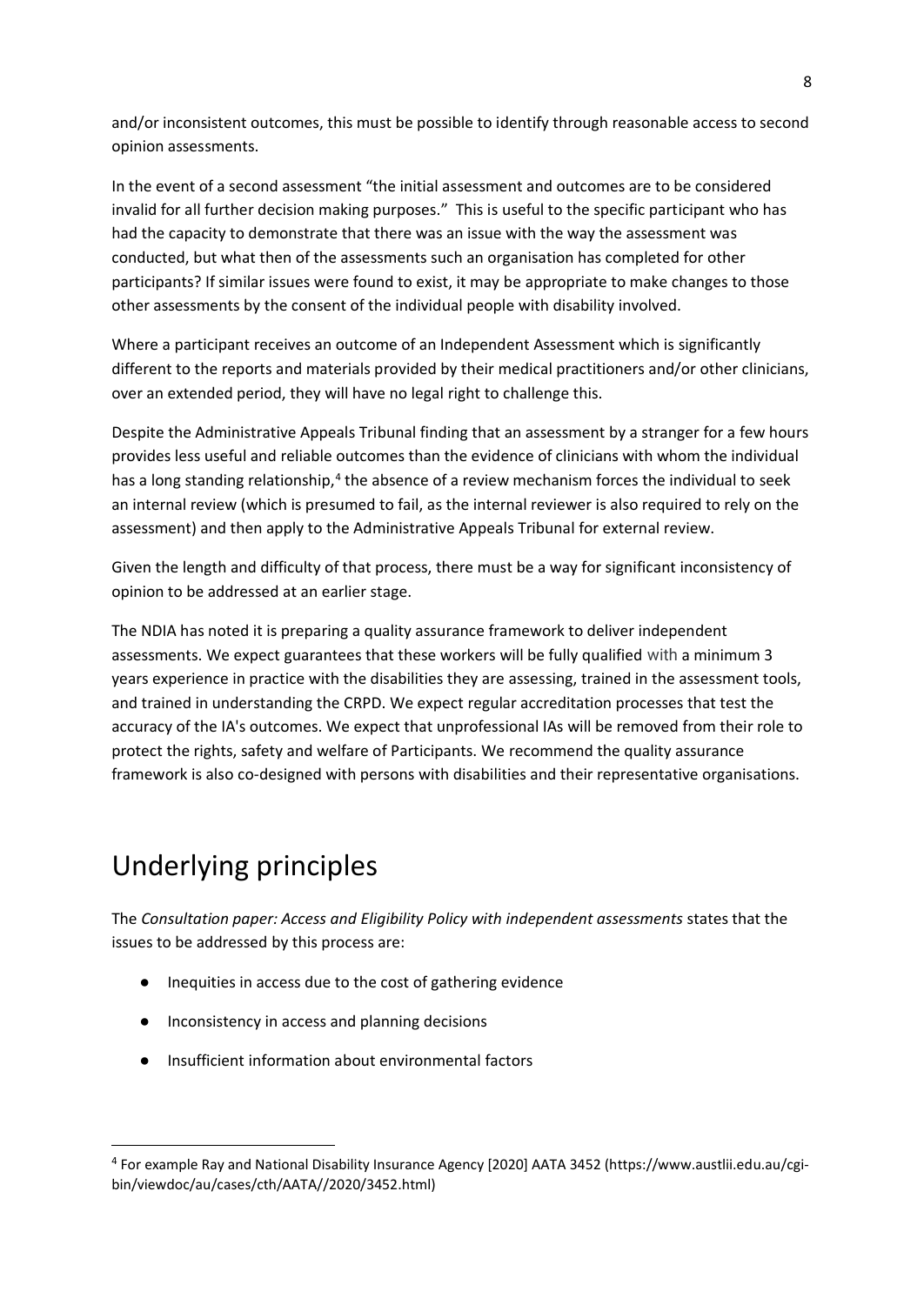and/or inconsistent outcomes, this must be possible to identify through reasonable access to second opinion assessments.

In the event of a second assessment "the initial assessment and outcomes are to be considered invalid for all further decision making purposes." This is useful to the specific participant who has had the capacity to demonstrate that there was an issue with the way the assessment was conducted, but what then of the assessments such an organisation has completed for other participants? If similar issues were found to exist, it may be appropriate to make changes to those other assessments by the consent of the individual people with disability involved.

Where a participant receives an outcome of an Independent Assessment which is significantly different to the reports and materials provided by their medical practitioners and/or other clinicians, over an extended period, they will have no legal right to challenge this.

Despite the Administrative Appeals Tribunal finding that an assessment by a stranger for a few hours provides less useful and reliable outcomes than the evidence of clinicians with whom the individual has a long standing relationship,[4] the absence of a review mechanism forces the individual to seek an internal review (which is presumed to fail, as the internal reviewer is also required to rely on the assessment) and then apply to the Administrative Appeals Tribunal for external review.

Given the length and difficulty of that process, there must be a way for significant inconsistency of opinion to be addressed at an earlier stage.

The NDIA has noted it is preparing a quality assurance framework to deliver independent assessments. We expect guarantees that these workers will be fully qualified with a minimum 3 years experience in practice with the disabilities they are assessing, trained in the assessment tools, and trained in understanding the CRPD. We expect regular accreditation processes that test the accuracy of the IA's outcomes. We expect that unprofessional IAs will be removed from their role to protect the rights, safety and welfare of Participants. We recommend the quality assurance framework is also co-designed with persons with disabilities and their representative organisations.

# Underlying principles

The *Consultation paper: Access and Eligibility Policy with independent assessments* states that the issues to be addressed by this process are:

- Inequities in access due to the cost of gathering evidence
- Inconsistency in access and planning decisions
- Insufficient information about environmental factors

[4] For example Ray and National Disability Insurance Agency [2020] AATA 3452 (https://www.austlii.edu.au/cgi-bin/viewdoc/au/cases/cth/AATA//2020/3452.html)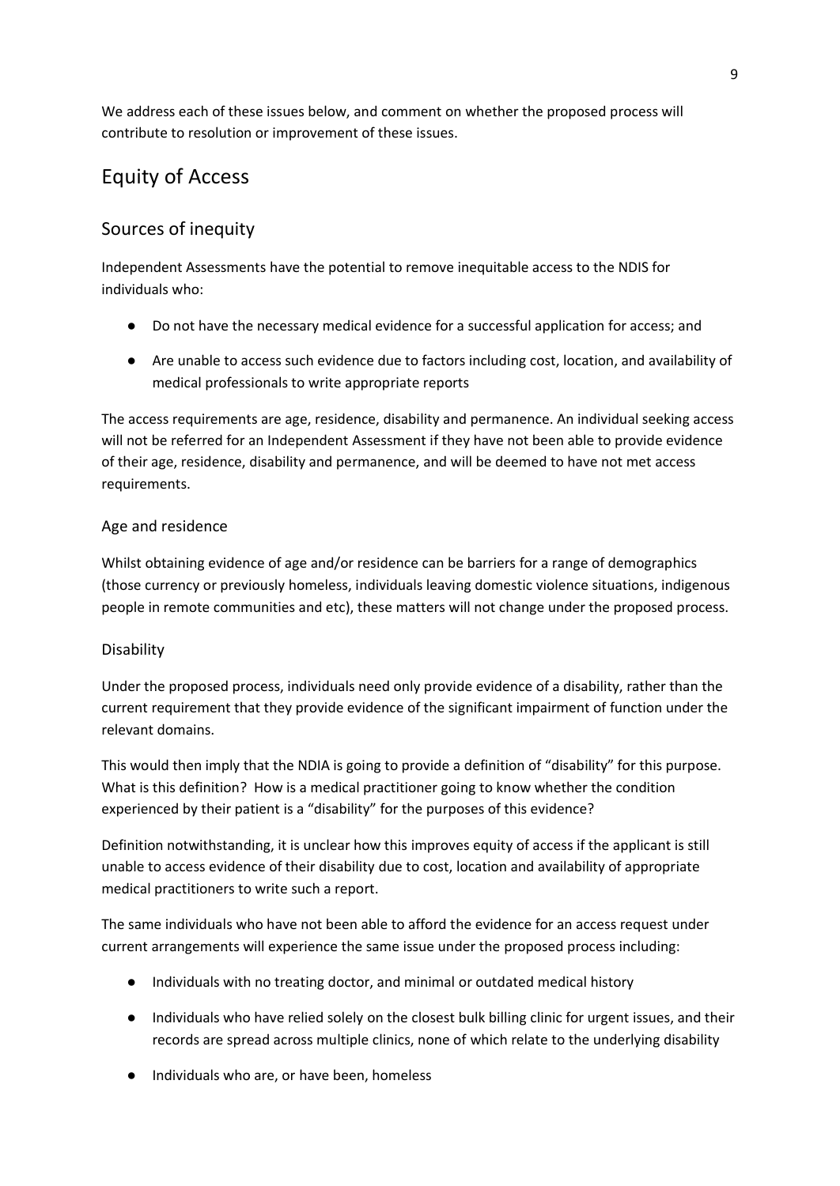We address each of these issues below, and comment on whether the proposed process will contribute to resolution or improvement of these issues.

# Equity of Access

## Sources of inequity

Independent Assessments have the potential to remove inequitable access to the NDIS for individuals who:

- Do not have the necessary medical evidence for a successful application for access; and
- Are unable to access such evidence due to factors including cost, location, and availability of medical professionals to write appropriate reports

The access requirements are age, residence, disability and permanence. An individual seeking access will not be referred for an Independent Assessment if they have not been able to provide evidence of their age, residence, disability and permanence, and will be deemed to have not met access requirements.

### Age and residence

Whilst obtaining evidence of age and/or residence can be barriers for a range of demographics (those currency or previously homeless, individuals leaving domestic violence situations, indigenous people in remote communities and etc), these matters will not change under the proposed process.

### Disability

Under the proposed process, individuals need only provide evidence of a disability, rather than the current requirement that they provide evidence of the significant impairment of function under the relevant domains.

This would then imply that the NDIA is going to provide a definition of "disability" for this purpose. What is this definition? How is a medical practitioner going to know whether the condition experienced by their patient is a "disability" for the purposes of this evidence?

Definition notwithstanding, it is unclear how this improves equity of access if the applicant is still unable to access evidence of their disability due to cost, location and availability of appropriate medical practitioners to write such a report.

The same individuals who have not been able to afford the evidence for an access request under current arrangements will experience the same issue under the proposed process including:

- Individuals with no treating doctor, and minimal or outdated medical history
- Individuals who have relied solely on the closest bulk billing clinic for urgent issues, and their records are spread across multiple clinics, none of which relate to the underlying disability
- Individuals who are, or have been, homeless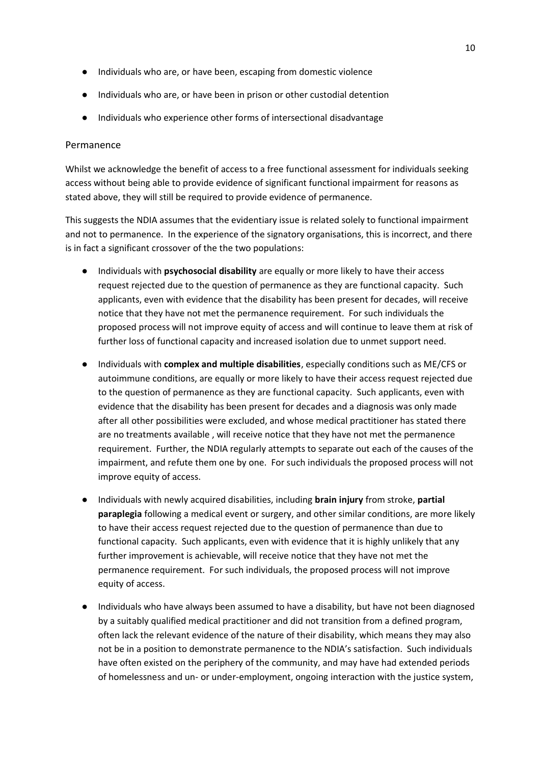- Individuals who are, or have been, escaping from domestic violence
- Individuals who are, or have been in prison or other custodial detention
- Individuals who experience other forms of intersectional disadvantage

## Permanence

Whilst we acknowledge the benefit of access to a free functional assessment for individuals seeking access without being able to provide evidence of significant functional impairment for reasons as stated above, they will still be required to provide evidence of permanence.

This suggests the NDIA assumes that the evidentiary issue is related solely to functional impairment and not to permanence. In the experience of the signatory organisations, this is incorrect, and there is in fact a significant crossover of the the two populations:

- Individuals with **psychosocial disability** are equally or more likely to have their access request rejected due to the question of permanence as they are functional capacity. Such applicants, even with evidence that the disability has been present for decades, will receive notice that they have not met the permanence requirement. For such individuals the proposed process will not improve equity of access and will continue to leave them at risk of further loss of functional capacity and increased isolation due to unmet support need.
- Individuals with **complex and multiple disabilities**, especially conditions such as ME/CFS or autoimmune conditions, are equally or more likely to have their access request rejected due to the question of permanence as they are functional capacity. Such applicants, even with evidence that the disability has been present for decades and a diagnosis was only made after all other possibilities were excluded, and whose medical practitioner has stated there are no treatments available , will receive notice that they have not met the permanence requirement. Further, the NDIA regularly attempts to separate out each of the causes of the impairment, and refute them one by one. For such individuals the proposed process will not improve equity of access.
- Individuals with newly acquired disabilities, including **brain injury** from stroke, **partial paraplegia** following a medical event or surgery, and other similar conditions, are more likely to have their access request rejected due to the question of permanence than due to functional capacity. Such applicants, even with evidence that it is highly unlikely that any further improvement is achievable, will receive notice that they have not met the permanence requirement. For such individuals, the proposed process will not improve equity of access.
- Individuals who have always been assumed to have a disability, but have not been diagnosed by a suitably qualified medical practitioner and did not transition from a defined program, often lack the relevant evidence of the nature of their disability, which means they may also not be in a position to demonstrate permanence to the NDIA's satisfaction. Such individuals have often existed on the periphery of the community, and may have had extended periods of homelessness and un- or under-employment, ongoing interaction with the justice system,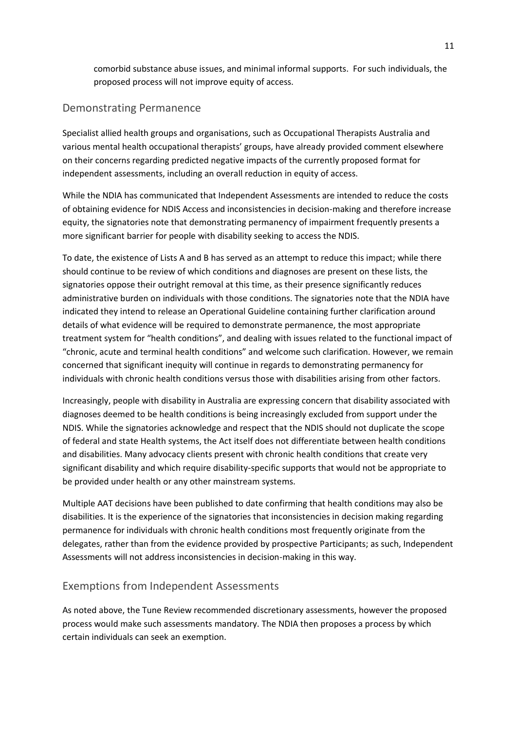comorbid substance abuse issues, and minimal informal supports. For such individuals, the proposed process will not improve equity of access.

## Demonstrating Permanence

Specialist allied health groups and organisations, such as Occupational Therapists Australia and various mental health occupational therapists' groups, have already provided comment elsewhere on their concerns regarding predicted negative impacts of the currently proposed format for independent assessments, including an overall reduction in equity of access.

While the NDIA has communicated that Independent Assessments are intended to reduce the costs of obtaining evidence for NDIS Access and inconsistencies in decision-making and therefore increase equity, the signatories note that demonstrating permanency of impairment frequently presents a more significant barrier for people with disability seeking to access the NDIS.

To date, the existence of Lists A and B has served as an attempt to reduce this impact; while there should continue to be review of which conditions and diagnoses are present on these lists, the signatories oppose their outright removal at this time, as their presence significantly reduces administrative burden on individuals with those conditions. The signatories note that the NDIA have indicated they intend to release an Operational Guideline containing further clarification around details of what evidence will be required to demonstrate permanence, the most appropriate treatment system for "health conditions", and dealing with issues related to the functional impact of "chronic, acute and terminal health conditions" and welcome such clarification. However, we remain concerned that significant inequity will continue in regards to demonstrating permanency for individuals with chronic health conditions versus those with disabilities arising from other factors.

Increasingly, people with disability in Australia are expressing concern that disability associated with diagnoses deemed to be health conditions is being increasingly excluded from support under the NDIS. While the signatories acknowledge and respect that the NDIS should not duplicate the scope of federal and state Health systems, the Act itself does not differentiate between health conditions and disabilities. Many advocacy clients present with chronic health conditions that create very significant disability and which require disability-specific supports that would not be appropriate to be provided under health or any other mainstream systems.

Multiple AAT decisions have been published to date confirming that health conditions may also be disabilities. It is the experience of the signatories that inconsistencies in decision making regarding permanence for individuals with chronic health conditions most frequently originate from the delegates, rather than from the evidence provided by prospective Participants; as such, Independent Assessments will not address inconsistencies in decision-making in this way.

## Exemptions from Independent Assessments

As noted above, the Tune Review recommended discretionary assessments, however the proposed process would make such assessments mandatory. The NDIA then proposes a process by which certain individuals can seek an exemption.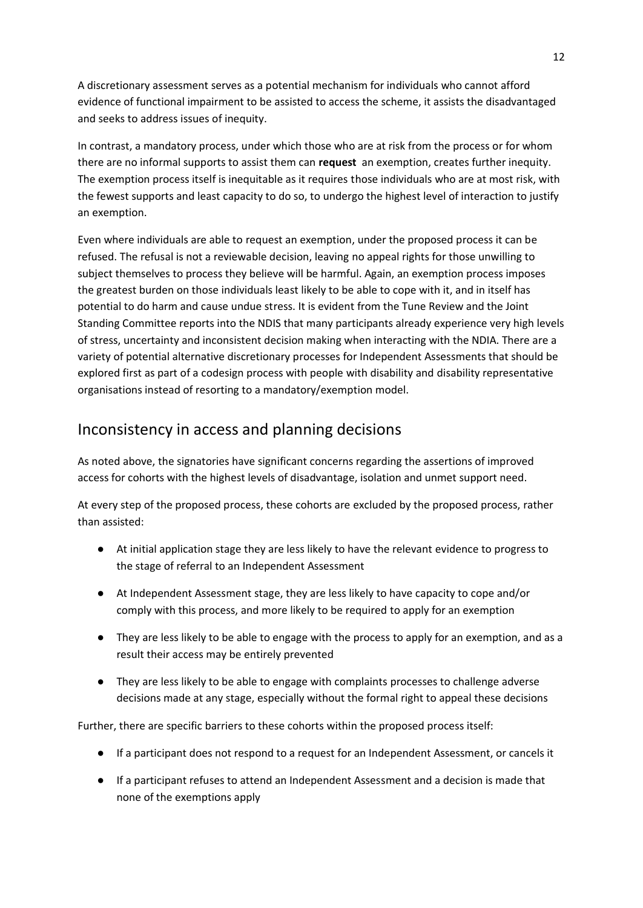A discretionary assessment serves as a potential mechanism for individuals who cannot afford evidence of functional impairment to be assisted to access the scheme, it assists the disadvantaged and seeks to address issues of inequity.

In contrast, a mandatory process, under which those who are at risk from the process or for whom there are no informal supports to assist them can **request** an exemption, creates further inequity. The exemption process itself is inequitable as it requires those individuals who are at most risk, with the fewest supports and least capacity to do so, to undergo the highest level of interaction to justify an exemption.

Even where individuals are able to request an exemption, under the proposed process it can be refused. The refusal is not a reviewable decision, leaving no appeal rights for those unwilling to subject themselves to process they believe will be harmful. Again, an exemption process imposes the greatest burden on those individuals least likely to be able to cope with it, and in itself has potential to do harm and cause undue stress. It is evident from the Tune Review and the Joint Standing Committee reports into the NDIS that many participants already experience very high levels of stress, uncertainty and inconsistent decision making when interacting with the NDIA. There are a variety of potential alternative discretionary processes for Independent Assessments that should be explored first as part of a codesign process with people with disability and disability representative organisations instead of resorting to a mandatory/exemption model.

## Inconsistency in access and planning decisions

As noted above, the signatories have significant concerns regarding the assertions of improved access for cohorts with the highest levels of disadvantage, isolation and unmet support need.

At every step of the proposed process, these cohorts are excluded by the proposed process, rather than assisted:

- At initial application stage they are less likely to have the relevant evidence to progress to the stage of referral to an Independent Assessment
- At Independent Assessment stage, they are less likely to have capacity to cope and/or comply with this process, and more likely to be required to apply for an exemption
- They are less likely to be able to engage with the process to apply for an exemption, and as a result their access may be entirely prevented
- They are less likely to be able to engage with complaints processes to challenge adverse decisions made at any stage, especially without the formal right to appeal these decisions

Further, there are specific barriers to these cohorts within the proposed process itself:

- If a participant does not respond to a request for an Independent Assessment, or cancels it
- If a participant refuses to attend an Independent Assessment and a decision is made that none of the exemptions apply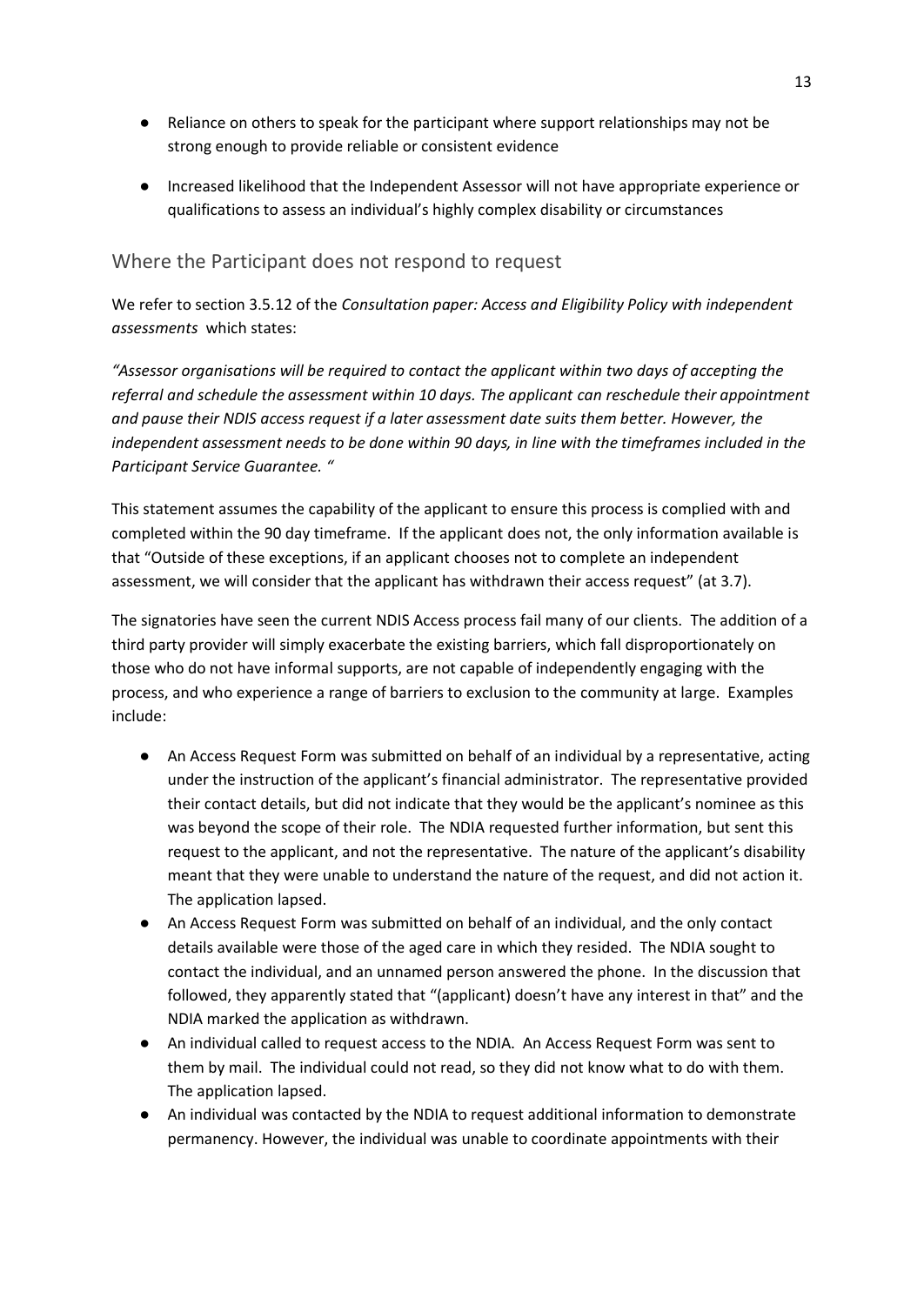- Reliance on others to speak for the participant where support relationships may not be strong enough to provide reliable or consistent evidence
- Increased likelihood that the Independent Assessor will not have appropriate experience or qualifications to assess an individual's highly complex disability or circumstances

## Where the Participant does not respond to request

We refer to section 3.5.12 of the *Consultation paper: Access and Eligibility Policy with independent assessments* which states:

*"Assessor organisations will be required to contact the applicant within two days of accepting the referral and schedule the assessment within 10 days. The applicant can reschedule their appointment and pause their NDIS access request if a later assessment date suits them better. However, the independent assessment needs to be done within 90 days, in line with the timeframes included in the Participant Service Guarantee. "*

This statement assumes the capability of the applicant to ensure this process is complied with and completed within the 90 day timeframe. If the applicant does not, the only information available is that "Outside of these exceptions, if an applicant chooses not to complete an independent assessment, we will consider that the applicant has withdrawn their access request" (at 3.7).

The signatories have seen the current NDIS Access process fail many of our clients. The addition of a third party provider will simply exacerbate the existing barriers, which fall disproportionately on those who do not have informal supports, are not capable of independently engaging with the process, and who experience a range of barriers to exclusion to the community at large. Examples include:

- An Access Request Form was submitted on behalf of an individual by a representative, acting under the instruction of the applicant's financial administrator. The representative provided their contact details, but did not indicate that they would be the applicant's nominee as this was beyond the scope of their role. The NDIA requested further information, but sent this request to the applicant, and not the representative. The nature of the applicant's disability meant that they were unable to understand the nature of the request, and did not action it. The application lapsed.
- An Access Request Form was submitted on behalf of an individual, and the only contact details available were those of the aged care in which they resided. The NDIA sought to contact the individual, and an unnamed person answered the phone. In the discussion that followed, they apparently stated that "(applicant) doesn't have any interest in that" and the NDIA marked the application as withdrawn.
- An individual called to request access to the NDIA. An Access Request Form was sent to them by mail. The individual could not read, so they did not know what to do with them. The application lapsed.
- An individual was contacted by the NDIA to request additional information to demonstrate permanency. However, the individual was unable to coordinate appointments with their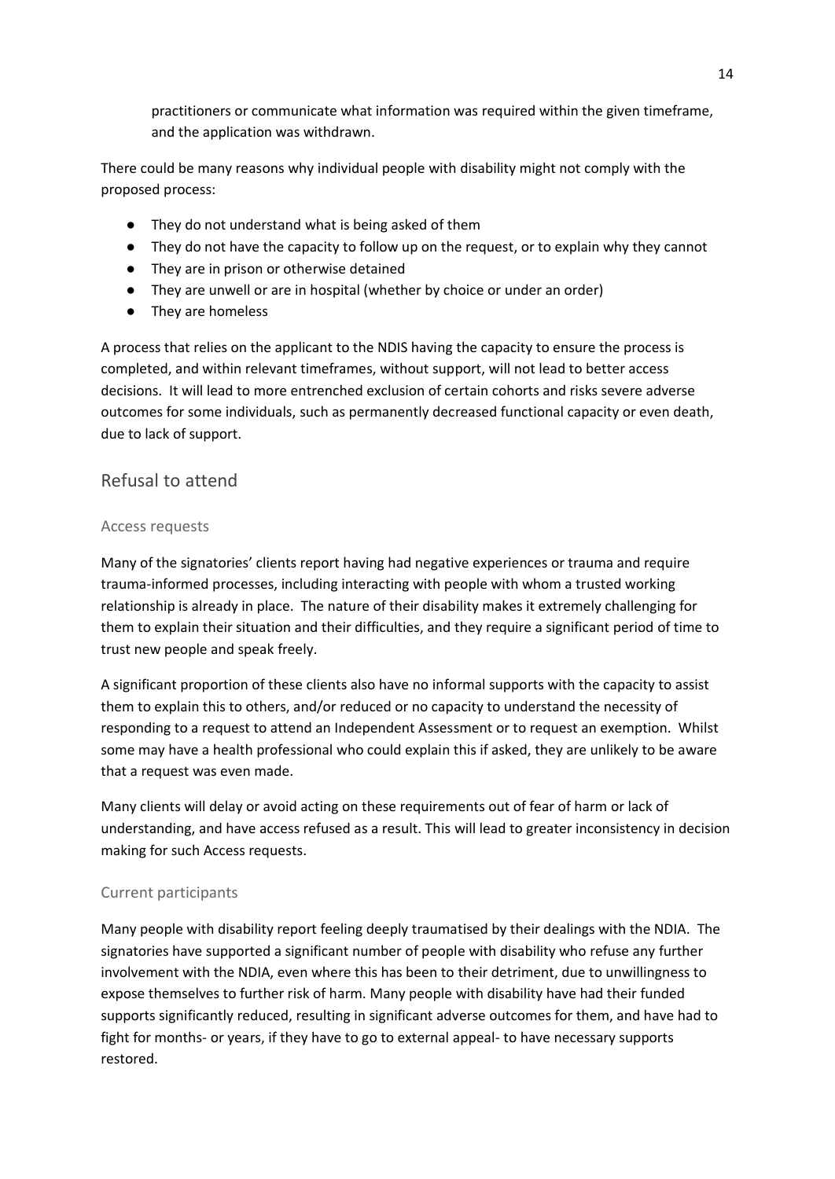practitioners or communicate what information was required within the given timeframe, and the application was withdrawn.

There could be many reasons why individual people with disability might not comply with the proposed process:

- They do not understand what is being asked of them
- They do not have the capacity to follow up on the request, or to explain why they cannot
- They are in prison or otherwise detained
- They are unwell or are in hospital (whether by choice or under an order)
- They are homeless

A process that relies on the applicant to the NDIS having the capacity to ensure the process is completed, and within relevant timeframes, without support, will not lead to better access decisions. It will lead to more entrenched exclusion of certain cohorts and risks severe adverse outcomes for some individuals, such as permanently decreased functional capacity or even death, due to lack of support.

## Refusal to attend

### Access requests

Many of the signatories' clients report having had negative experiences or trauma and require trauma-informed processes, including interacting with people with whom a trusted working relationship is already in place. The nature of their disability makes it extremely challenging for them to explain their situation and their difficulties, and they require a significant period of time to trust new people and speak freely.

A significant proportion of these clients also have no informal supports with the capacity to assist them to explain this to others, and/or reduced or no capacity to understand the necessity of responding to a request to attend an Independent Assessment or to request an exemption. Whilst some may have a health professional who could explain this if asked, they are unlikely to be aware that a request was even made.

Many clients will delay or avoid acting on these requirements out of fear of harm or lack of understanding, and have access refused as a result. This will lead to greater inconsistency in decision making for such Access requests.

### Current participants

Many people with disability report feeling deeply traumatised by their dealings with the NDIA. The signatories have supported a significant number of people with disability who refuse any further involvement with the NDIA, even where this has been to their detriment, due to unwillingness to expose themselves to further risk of harm. Many people with disability have had their funded supports significantly reduced, resulting in significant adverse outcomes for them, and have had to fight for months- or years, if they have to go to external appeal- to have necessary supports restored.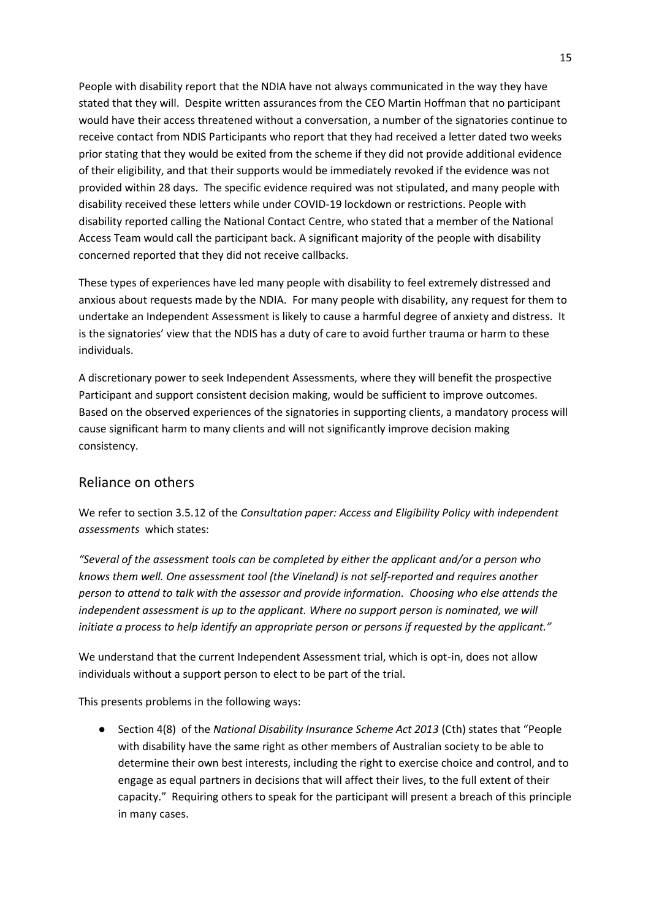People with disability report that the NDIA have not always communicated in the way they have stated that they will. Despite written assurances from the CEO Martin Hoffman that no participant would have their access threatened without a conversation, a number of the signatories continue to receive contact from NDIS Participants who report that they had received a letter dated two weeks prior stating that they would be exited from the scheme if they did not provide additional evidence of their eligibility, and that their supports would be immediately revoked if the evidence was not provided within 28 days. The specific evidence required was not stipulated, and many people with disability received these letters while under COVID-19 lockdown or restrictions. People with disability reported calling the National Contact Centre, who stated that a member of the National Access Team would call the participant back. A significant majority of the people with disability concerned reported that they did not receive callbacks.

These types of experiences have led many people with disability to feel extremely distressed and anxious about requests made by the NDIA. For many people with disability, any request for them to undertake an Independent Assessment is likely to cause a harmful degree of anxiety and distress. It is the signatories' view that the NDIS has a duty of care to avoid further trauma or harm to these individuals.

A discretionary power to seek Independent Assessments, where they will benefit the prospective Participant and support consistent decision making, would be sufficient to improve outcomes. Based on the observed experiences of the signatories in supporting clients, a mandatory process will cause significant harm to many clients and will not significantly improve decision making consistency.

## Reliance on others

We refer to section 3.5.12 of the *Consultation paper: Access and Eligibility Policy with independent assessments* which states:

*"Several of the assessment tools can be completed by either the applicant and/or a person who knows them well. One assessment tool (the Vineland) is not self-reported and requires another person to attend to talk with the assessor and provide information. Choosing who else attends the independent assessment is up to the applicant. Where no support person is nominated, we will initiate a process to help identify an appropriate person or persons if requested by the applicant."*

We understand that the current Independent Assessment trial, which is opt-in, does not allow individuals without a support person to elect to be part of the trial.

This presents problems in the following ways:

- Section 4(8) of the *National Disability Insurance Scheme Act 2013* (Cth) states that "People with disability have the same right as other members of Australian society to be able to determine their own best interests, including the right to exercise choice and control, and to engage as equal partners in decisions that will affect their lives, to the full extent of their capacity." Requiring others to speak for the participant will present a breach of this principle in many cases.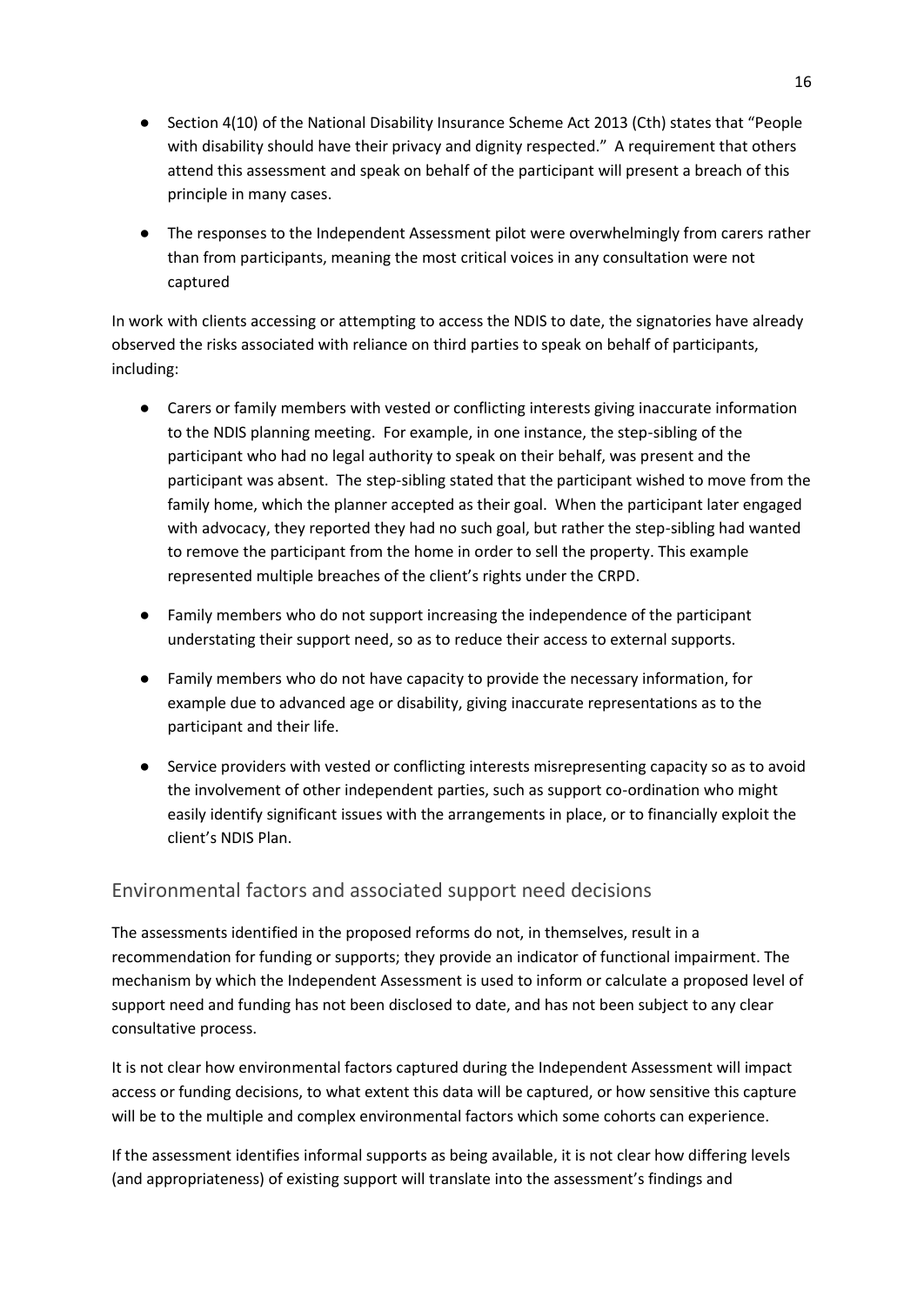- Section 4(10) of the National Disability Insurance Scheme Act 2013 (Cth) states that "People with disability should have their privacy and dignity respected." A requirement that others attend this assessment and speak on behalf of the participant will present a breach of this principle in many cases.
- The responses to the Independent Assessment pilot were overwhelmingly from carers rather than from participants, meaning the most critical voices in any consultation were not captured

In work with clients accessing or attempting to access the NDIS to date, the signatories have already observed the risks associated with reliance on third parties to speak on behalf of participants, including:

- Carers or family members with vested or conflicting interests giving inaccurate information to the NDIS planning meeting. For example, in one instance, the step-sibling of the participant who had no legal authority to speak on their behalf, was present and the participant was absent. The step-sibling stated that the participant wished to move from the family home, which the planner accepted as their goal. When the participant later engaged with advocacy, they reported they had no such goal, but rather the step-sibling had wanted to remove the participant from the home in order to sell the property. This example represented multiple breaches of the client's rights under the CRPD.
- Family members who do not support increasing the independence of the participant understating their support need, so as to reduce their access to external supports.
- Family members who do not have capacity to provide the necessary information, for example due to advanced age or disability, giving inaccurate representations as to the participant and their life.
- Service providers with vested or conflicting interests misrepresenting capacity so as to avoid the involvement of other independent parties, such as support co-ordination who might easily identify significant issues with the arrangements in place, or to financially exploit the client's NDIS Plan.

## Environmental factors and associated support need decisions

The assessments identified in the proposed reforms do not, in themselves, result in a recommendation for funding or supports; they provide an indicator of functional impairment. The mechanism by which the Independent Assessment is used to inform or calculate a proposed level of support need and funding has not been disclosed to date, and has not been subject to any clear consultative process.

It is not clear how environmental factors captured during the Independent Assessment will impact access or funding decisions, to what extent this data will be captured, or how sensitive this capture will be to the multiple and complex environmental factors which some cohorts can experience.

If the assessment identifies informal supports as being available, it is not clear how differing levels (and appropriateness) of existing support will translate into the assessment's findings and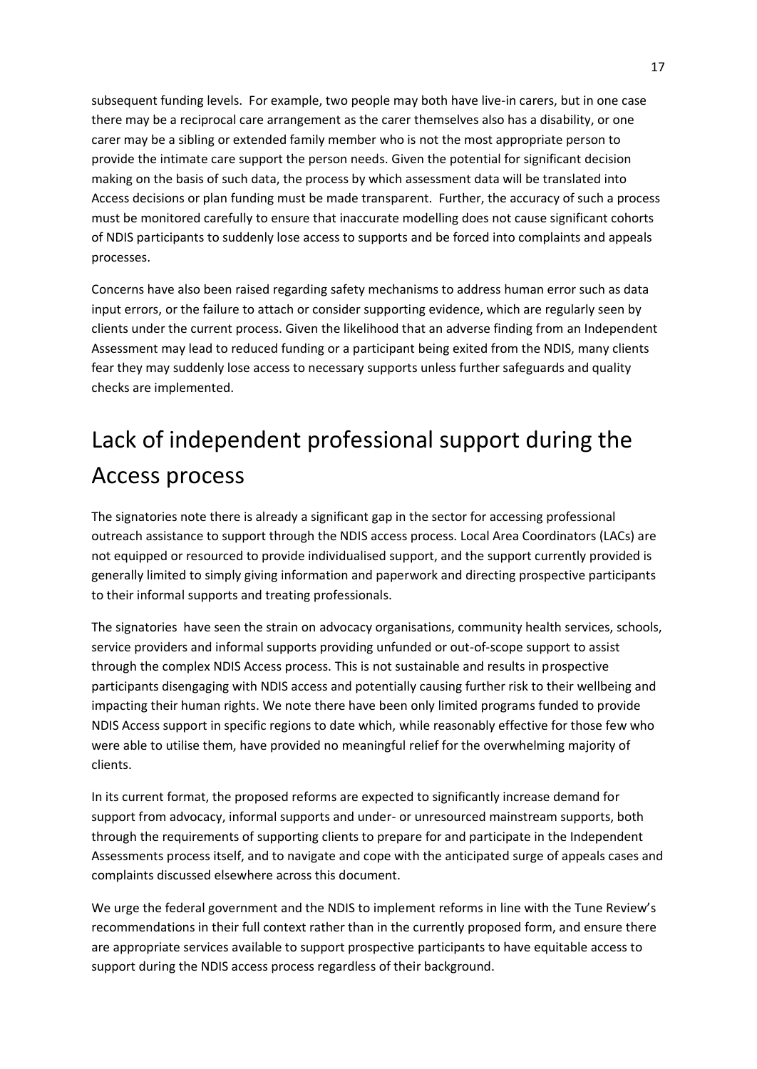subsequent funding levels. For example, two people may both have live-in carers, but in one case there may be a reciprocal care arrangement as the carer themselves also has a disability, or one carer may be a sibling or extended family member who is not the most appropriate person to provide the intimate care support the person needs. Given the potential for significant decision making on the basis of such data, the process by which assessment data will be translated into Access decisions or plan funding must be made transparent. Further, the accuracy of such a process must be monitored carefully to ensure that inaccurate modelling does not cause significant cohorts of NDIS participants to suddenly lose access to supports and be forced into complaints and appeals processes.

Concerns have also been raised regarding safety mechanisms to address human error such as data input errors, or the failure to attach or consider supporting evidence, which are regularly seen by clients under the current process. Given the likelihood that an adverse finding from an Independent Assessment may lead to reduced funding or a participant being exited from the NDIS, many clients fear they may suddenly lose access to necessary supports unless further safeguards and quality checks are implemented.

# Lack of independent professional support during the Access process

The signatories note there is already a significant gap in the sector for accessing professional outreach assistance to support through the NDIS access process. Local Area Coordinators (LACs) are not equipped or resourced to provide individualised support, and the support currently provided is generally limited to simply giving information and paperwork and directing prospective participants to their informal supports and treating professionals.

The signatories have seen the strain on advocacy organisations, community health services, schools, service providers and informal supports providing unfunded or out-of-scope support to assist through the complex NDIS Access process. This is not sustainable and results in prospective participants disengaging with NDIS access and potentially causing further risk to their wellbeing and impacting their human rights. We note there have been only limited programs funded to provide NDIS Access support in specific regions to date which, while reasonably effective for those few who were able to utilise them, have provided no meaningful relief for the overwhelming majority of clients.

In its current format, the proposed reforms are expected to significantly increase demand for support from advocacy, informal supports and under- or unresourced mainstream supports, both through the requirements of supporting clients to prepare for and participate in the Independent Assessments process itself, and to navigate and cope with the anticipated surge of appeals cases and complaints discussed elsewhere across this document.

We urge the federal government and the NDIS to implement reforms in line with the Tune Review's recommendations in their full context rather than in the currently proposed form, and ensure there are appropriate services available to support prospective participants to have equitable access to support during the NDIS access process regardless of their background.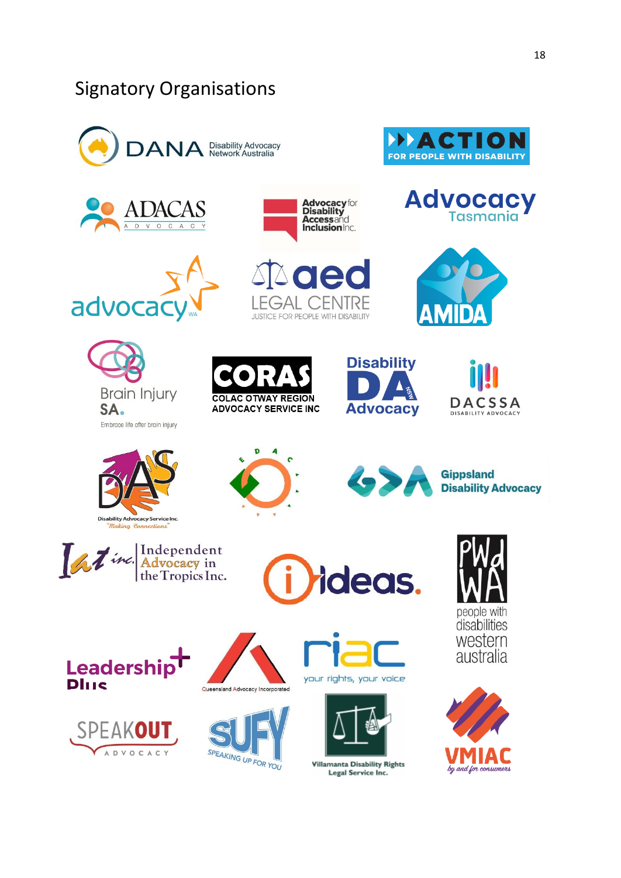## Signatory Organisations

DANA Disability Advocacy Network Australia

ACTION FOR PEOPLE WITH DISABILITY

ADACAS ADVOCACY

Advocacy for Disability Access and Inclusion Inc.

Advocacy Tasmania

advocacy WA

aed LEGAL CENTRE JUSTICE FOR PEOPLE WITH DISABILITY

AMIDA

Brain Injury SA. Embrace life after brain injury

CORAS COLAC OTWAY REGION ADVOCACY SERVICE INC

Disability Advocacy NSW

DACSSA DISABILITY ADVOCACY

Disability Advocacy Service Inc. "Making Connections"

DEAC

Gippsland Disability Advocacy

Independent Advocacy in the Tropics Inc.

ideas.

PWdWA people with disabilities western australia

Leadership Plus

Queensland Advocacy Incorporated

riac your rights, your voice

SPEAKOUT ADVOCACY

SUFY SPEAKING UP FOR YOU

Villamanta Disability Rights Legal Service Inc.

VMIAC by and for consumers